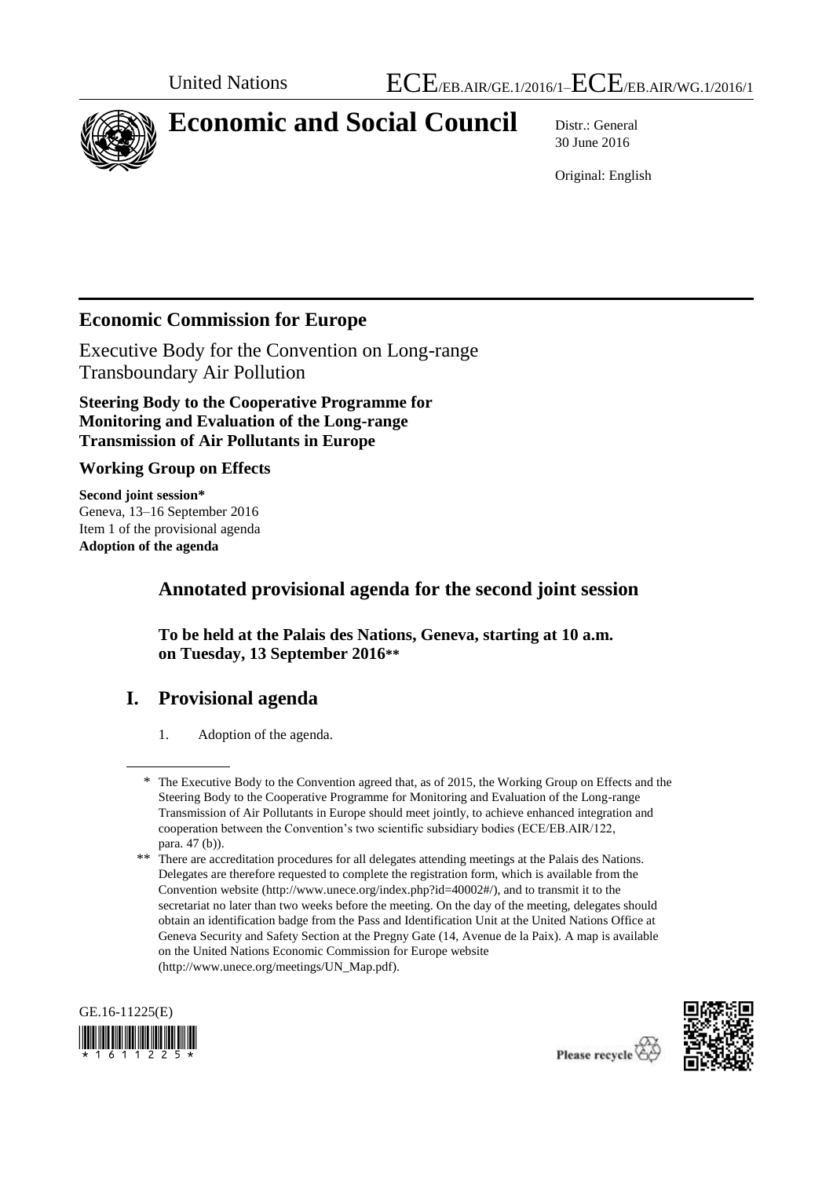United Nations ECE/EB.AIR/GE.1/2016/1–ECE/EB.AIR/WG.1/2016/1

# Economic and Social Council

Distr.: General
30 June 2016

Original: English

## Economic Commission for Europe

Executive Body for the Convention on Long-range Transboundary Air Pollution

**Steering Body to the Cooperative Programme for Monitoring and Evaluation of the Long-range Transmission of Air Pollutants in Europe**

**Working Group on Effects**

**Second joint session***
Geneva, 13–16 September 2016
Item 1 of the provisional agenda
**Adoption of the agenda**

## Annotated provisional agenda for the second joint session

**To be held at the Palais des Nations, Geneva, starting at 10 a.m. on Tuesday, 13 September 2016****

## I. Provisional agenda

1. Adoption of the agenda.

---

\* The Executive Body to the Convention agreed that, as of 2015, the Working Group on Effects and the Steering Body to the Cooperative Programme for Monitoring and Evaluation of the Long-range Transmission of Air Pollutants in Europe should meet jointly, to achieve enhanced integration and cooperation between the Convention's two scientific subsidiary bodies (ECE/EB.AIR/122, para. 47 (b)).

\*\* There are accreditation procedures for all delegates attending meetings at the Palais des Nations. Delegates are therefore requested to complete the registration form, which is available from the Convention website (http://www.unece.org/index.php?id=40002#/), and to transmit it to the secretariat no later than two weeks before the meeting. On the day of the meeting, delegates should obtain an identification badge from the Pass and Identification Unit at the United Nations Office at Geneva Security and Safety Section at the Pregny Gate (14, Avenue de la Paix). A map is available on the United Nations Economic Commission for Europe website (http://www.unece.org/meetings/UN_Map.pdf).

GE.16-11225(E)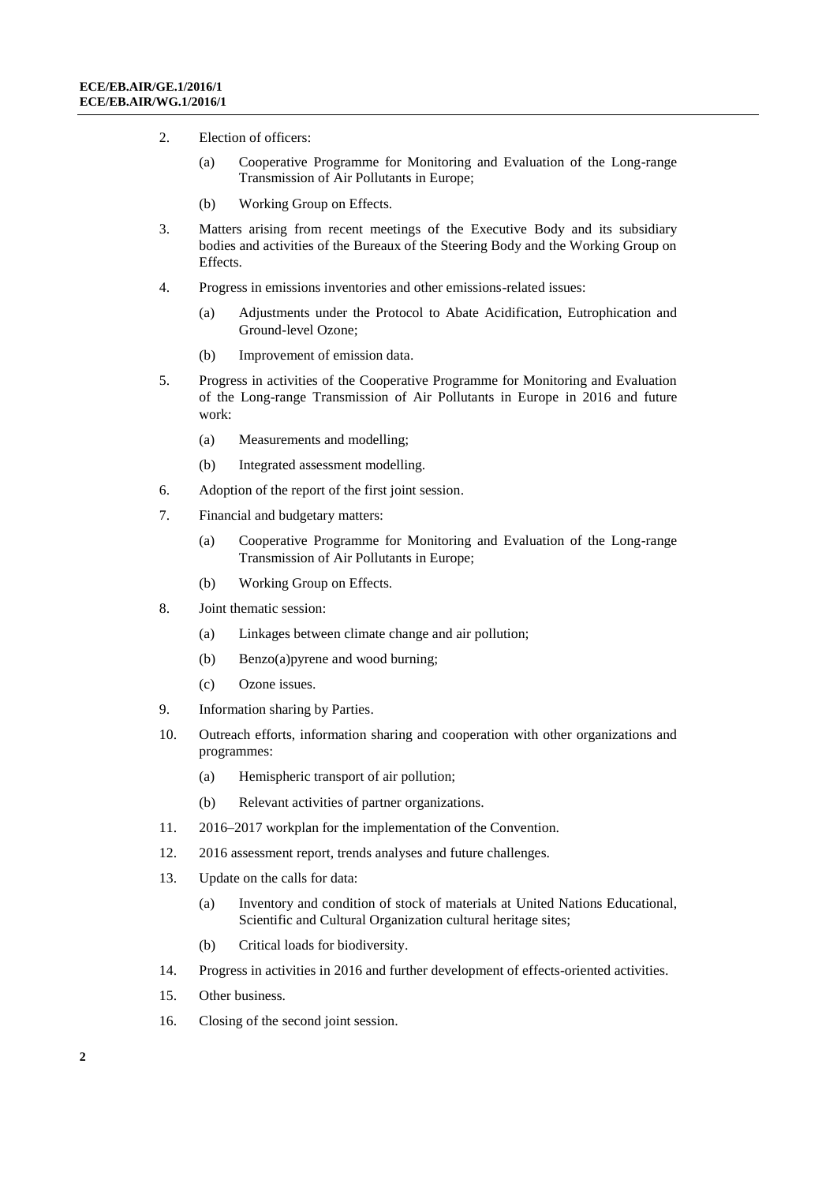2. Election of officers:

   (a) Cooperative Programme for Monitoring and Evaluation of the Long-range Transmission of Air Pollutants in Europe;

   (b) Working Group on Effects.

3. Matters arising from recent meetings of the Executive Body and its subsidiary bodies and activities of the Bureaux of the Steering Body and the Working Group on Effects.

4. Progress in emissions inventories and other emissions-related issues:

   (a) Adjustments under the Protocol to Abate Acidification, Eutrophication and Ground-level Ozone;

   (b) Improvement of emission data.

5. Progress in activities of the Cooperative Programme for Monitoring and Evaluation of the Long-range Transmission of Air Pollutants in Europe in 2016 and future work:

   (a) Measurements and modelling;

   (b) Integrated assessment modelling.

6. Adoption of the report of the first joint session.

7. Financial and budgetary matters:

   (a) Cooperative Programme for Monitoring and Evaluation of the Long-range Transmission of Air Pollutants in Europe;

   (b) Working Group on Effects.

8. Joint thematic session:

   (a) Linkages between climate change and air pollution;

   (b) Benzo(a)pyrene and wood burning;

   (c) Ozone issues.

9. Information sharing by Parties.

10. Outreach efforts, information sharing and cooperation with other organizations and programmes:

    (a) Hemispheric transport of air pollution;

    (b) Relevant activities of partner organizations.

11. 2016–2017 workplan for the implementation of the Convention.

12. 2016 assessment report, trends analyses and future challenges.

13. Update on the calls for data:

    (a) Inventory and condition of stock of materials at United Nations Educational, Scientific and Cultural Organization cultural heritage sites;

    (b) Critical loads for biodiversity.

14. Progress in activities in 2016 and further development of effects-oriented activities.

15. Other business.

16. Closing of the second joint session.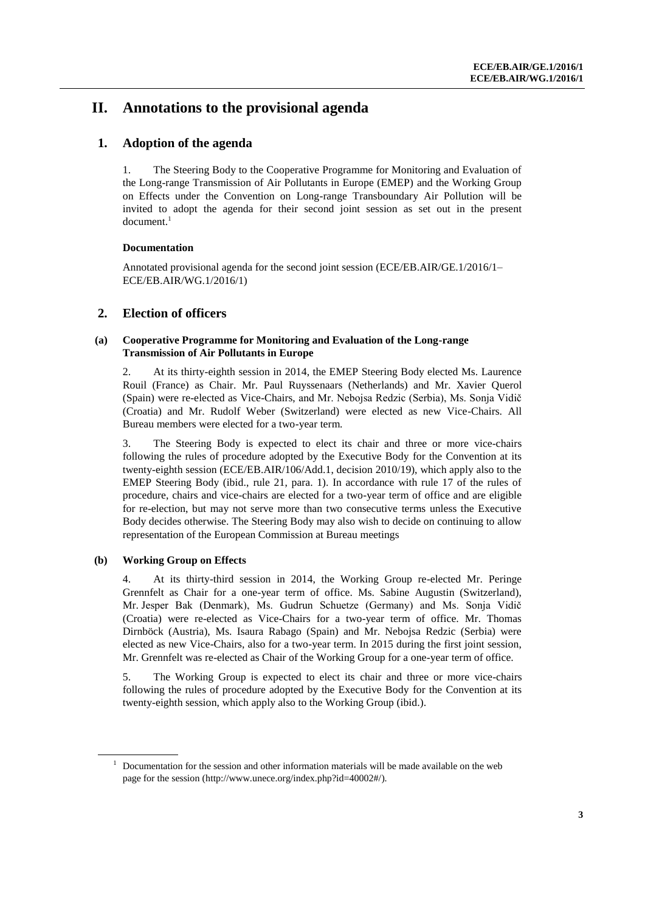# II. Annotations to the provisional agenda

## 1. Adoption of the agenda

1. The Steering Body to the Cooperative Programme for Monitoring and Evaluation of the Long-range Transmission of Air Pollutants in Europe (EMEP) and the Working Group on Effects under the Convention on Long-range Transboundary Air Pollution will be invited to adopt the agenda for their second joint session as set out in the present document.[1]

#### Documentation

Annotated provisional agenda for the second joint session (ECE/EB.AIR/GE.1/2016/1–ECE/EB.AIR/WG.1/2016/1)

## 2. Election of officers

### (a) Cooperative Programme for Monitoring and Evaluation of the Long-range Transmission of Air Pollutants in Europe

2. At its thirty-eighth session in 2014, the EMEP Steering Body elected Ms. Laurence Rouil (France) as Chair. Mr. Paul Ruyssenaars (Netherlands) and Mr. Xavier Querol (Spain) were re-elected as Vice-Chairs, and Mr. Nebojsa Redzic (Serbia), Ms. Sonja Vidič (Croatia) and Mr. Rudolf Weber (Switzerland) were elected as new Vice-Chairs. All Bureau members were elected for a two-year term.

3. The Steering Body is expected to elect its chair and three or more vice-chairs following the rules of procedure adopted by the Executive Body for the Convention at its twenty-eighth session (ECE/EB.AIR/106/Add.1, decision 2010/19), which apply also to the EMEP Steering Body (ibid., rule 21, para. 1). In accordance with rule 17 of the rules of procedure, chairs and vice-chairs are elected for a two-year term of office and are eligible for re-election, but may not serve more than two consecutive terms unless the Executive Body decides otherwise. The Steering Body may also wish to decide on continuing to allow representation of the European Commission at Bureau meetings

### (b) Working Group on Effects

4. At its thirty-third session in 2014, the Working Group re-elected Mr. Peringe Grennfelt as Chair for a one-year term of office. Ms. Sabine Augustin (Switzerland), Mr. Jesper Bak (Denmark), Ms. Gudrun Schuetze (Germany) and Ms. Sonja Vidič (Croatia) were re-elected as Vice-Chairs for a two-year term of office. Mr. Thomas Dirnböck (Austria), Ms. Isaura Rabago (Spain) and Mr. Nebojsa Redzic (Serbia) were elected as new Vice-Chairs, also for a two-year term. In 2015 during the first joint session, Mr. Grennfelt was re-elected as Chair of the Working Group for a one-year term of office.

5. The Working Group is expected to elect its chair and three or more vice-chairs following the rules of procedure adopted by the Executive Body for the Convention at its twenty-eighth session, which apply also to the Working Group (ibid.).

---

[1] Documentation for the session and other information materials will be made available on the web page for the session (http://www.unece.org/index.php?id=40002#/).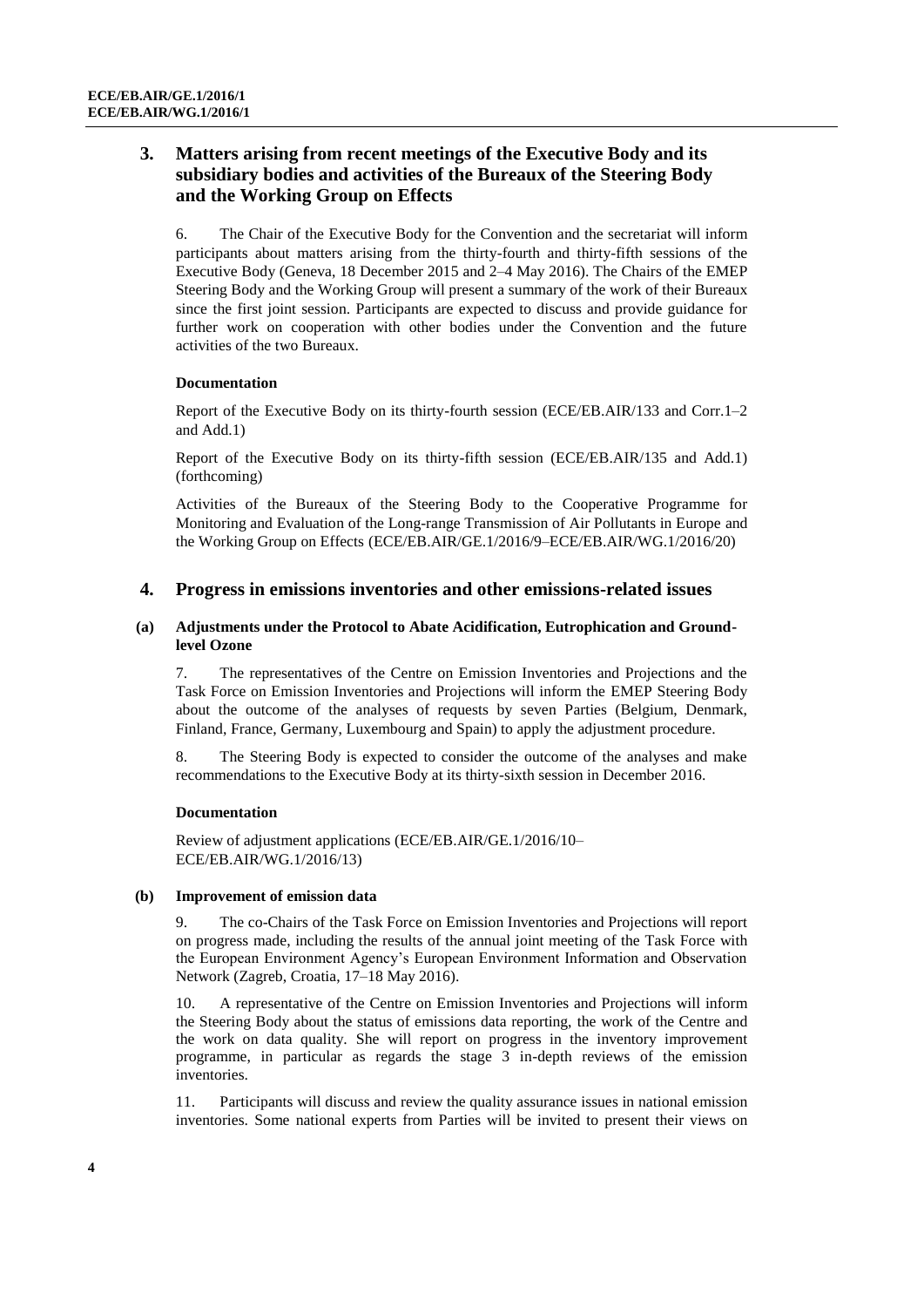## 3. Matters arising from recent meetings of the Executive Body and its subsidiary bodies and activities of the Bureaux of the Steering Body and the Working Group on Effects

6. The Chair of the Executive Body for the Convention and the secretariat will inform participants about matters arising from the thirty-fourth and thirty-fifth sessions of the Executive Body (Geneva, 18 December 2015 and 2–4 May 2016). The Chairs of the EMEP Steering Body and the Working Group will present a summary of the work of their Bureaux since the first joint session. Participants are expected to discuss and provide guidance for further work on cooperation with other bodies under the Convention and the future activities of the two Bureaux.

#### Documentation

Report of the Executive Body on its thirty-fourth session (ECE/EB.AIR/133 and Corr.1–2 and Add.1)

Report of the Executive Body on its thirty-fifth session (ECE/EB.AIR/135 and Add.1) (forthcoming)

Activities of the Bureaux of the Steering Body to the Cooperative Programme for Monitoring and Evaluation of the Long-range Transmission of Air Pollutants in Europe and the Working Group on Effects (ECE/EB.AIR/GE.1/2016/9–ECE/EB.AIR/WG.1/2016/20)

## 4. Progress in emissions inventories and other emissions-related issues

### (a) Adjustments under the Protocol to Abate Acidification, Eutrophication and Ground-level Ozone

7. The representatives of the Centre on Emission Inventories and Projections and the Task Force on Emission Inventories and Projections will inform the EMEP Steering Body about the outcome of the analyses of requests by seven Parties (Belgium, Denmark, Finland, France, Germany, Luxembourg and Spain) to apply the adjustment procedure.

8. The Steering Body is expected to consider the outcome of the analyses and make recommendations to the Executive Body at its thirty-sixth session in December 2016.

#### Documentation

Review of adjustment applications (ECE/EB.AIR/GE.1/2016/10–ECE/EB.AIR/WG.1/2016/13)

### (b) Improvement of emission data

9. The co-Chairs of the Task Force on Emission Inventories and Projections will report on progress made, including the results of the annual joint meeting of the Task Force with the European Environment Agency's European Environment Information and Observation Network (Zagreb, Croatia, 17–18 May 2016).

10. A representative of the Centre on Emission Inventories and Projections will inform the Steering Body about the status of emissions data reporting, the work of the Centre and the work on data quality. She will report on progress in the inventory improvement programme, in particular as regards the stage 3 in-depth reviews of the emission inventories.

11. Participants will discuss and review the quality assurance issues in national emission inventories. Some national experts from Parties will be invited to present their views on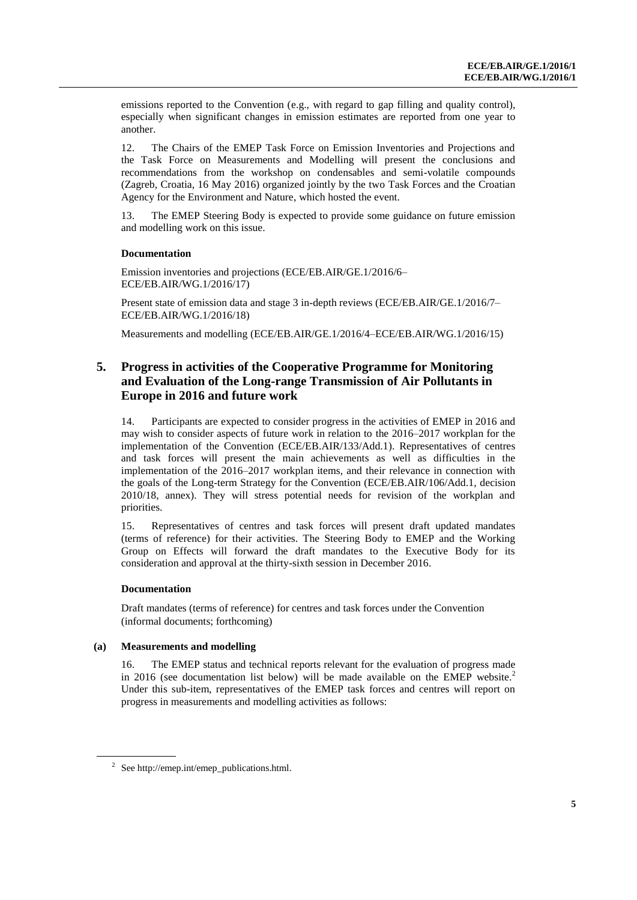emissions reported to the Convention (e.g., with regard to gap filling and quality control), especially when significant changes in emission estimates are reported from one year to another.

12. The Chairs of the EMEP Task Force on Emission Inventories and Projections and the Task Force on Measurements and Modelling will present the conclusions and recommendations from the workshop on condensables and semi-volatile compounds (Zagreb, Croatia, 16 May 2016) organized jointly by the two Task Forces and the Croatian Agency for the Environment and Nature, which hosted the event.

13. The EMEP Steering Body is expected to provide some guidance on future emission and modelling work on this issue.

#### Documentation

Emission inventories and projections (ECE/EB.AIR/GE.1/2016/6–ECE/EB.AIR/WG.1/2016/17)

Present state of emission data and stage 3 in-depth reviews (ECE/EB.AIR/GE.1/2016/7–ECE/EB.AIR/WG.1/2016/18)

Measurements and modelling (ECE/EB.AIR/GE.1/2016/4–ECE/EB.AIR/WG.1/2016/15)

## 5. Progress in activities of the Cooperative Programme for Monitoring and Evaluation of the Long-range Transmission of Air Pollutants in Europe in 2016 and future work

14. Participants are expected to consider progress in the activities of EMEP in 2016 and may wish to consider aspects of future work in relation to the 2016–2017 workplan for the implementation of the Convention (ECE/EB.AIR/133/Add.1). Representatives of centres and task forces will present the main achievements as well as difficulties in the implementation of the 2016–2017 workplan items, and their relevance in connection with the goals of the Long-term Strategy for the Convention (ECE/EB.AIR/106/Add.1, decision 2010/18, annex). They will stress potential needs for revision of the workplan and priorities.

15. Representatives of centres and task forces will present draft updated mandates (terms of reference) for their activities. The Steering Body to EMEP and the Working Group on Effects will forward the draft mandates to the Executive Body for its consideration and approval at the thirty-sixth session in December 2016.

#### Documentation

Draft mandates (terms of reference) for centres and task forces under the Convention (informal documents; forthcoming)

### (a) Measurements and modelling

16. The EMEP status and technical reports relevant for the evaluation of progress made in 2016 (see documentation list below) will be made available on the EMEP website.[2] Under this sub-item, representatives of the EMEP task forces and centres will report on progress in measurements and modelling activities as follows:

---

[2] See http://emep.int/emep_publications.html.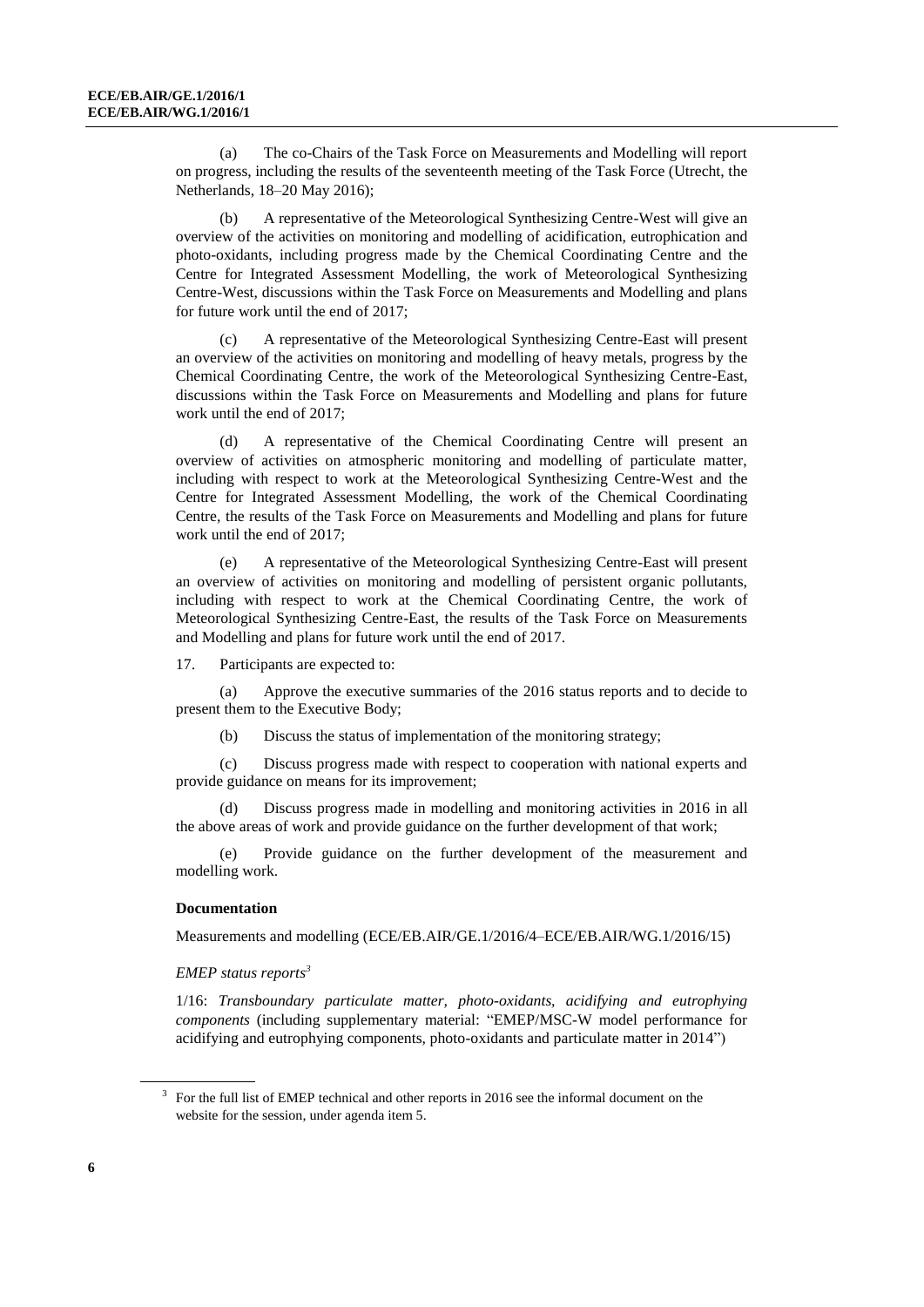(a) The co-Chairs of the Task Force on Measurements and Modelling will report on progress, including the results of the seventeenth meeting of the Task Force (Utrecht, the Netherlands, 18–20 May 2016);

(b) A representative of the Meteorological Synthesizing Centre-West will give an overview of the activities on monitoring and modelling of acidification, eutrophication and photo-oxidants, including progress made by the Chemical Coordinating Centre and the Centre for Integrated Assessment Modelling, the work of Meteorological Synthesizing Centre-West, discussions within the Task Force on Measurements and Modelling and plans for future work until the end of 2017;

(c) A representative of the Meteorological Synthesizing Centre-East will present an overview of the activities on monitoring and modelling of heavy metals, progress by the Chemical Coordinating Centre, the work of the Meteorological Synthesizing Centre-East, discussions within the Task Force on Measurements and Modelling and plans for future work until the end of 2017;

(d) A representative of the Chemical Coordinating Centre will present an overview of activities on atmospheric monitoring and modelling of particulate matter, including with respect to work at the Meteorological Synthesizing Centre-West and the Centre for Integrated Assessment Modelling, the work of the Chemical Coordinating Centre, the results of the Task Force on Measurements and Modelling and plans for future work until the end of 2017;

(e) A representative of the Meteorological Synthesizing Centre-East will present an overview of activities on monitoring and modelling of persistent organic pollutants, including with respect to work at the Chemical Coordinating Centre, the work of Meteorological Synthesizing Centre-East, the results of the Task Force on Measurements and Modelling and plans for future work until the end of 2017.

17. Participants are expected to:

(a) Approve the executive summaries of the 2016 status reports and to decide to present them to the Executive Body;

(b) Discuss the status of implementation of the monitoring strategy;

(c) Discuss progress made with respect to cooperation with national experts and provide guidance on means for its improvement;

(d) Discuss progress made in modelling and monitoring activities in 2016 in all the above areas of work and provide guidance on the further development of that work;

(e) Provide guidance on the further development of the measurement and modelling work.

**Documentation**

Measurements and modelling (ECE/EB.AIR/GE.1/2016/4–ECE/EB.AIR/WG.1/2016/15)

*EMEP status reports*[3]

1/16: *Transboundary particulate matter, photo-oxidants, acidifying and eutrophying components* (including supplementary material: "EMEP/MSC-W model performance for acidifying and eutrophying components, photo-oxidants and particulate matter in 2014")

[3] For the full list of EMEP technical and other reports in 2016 see the informal document on the website for the session, under agenda item 5.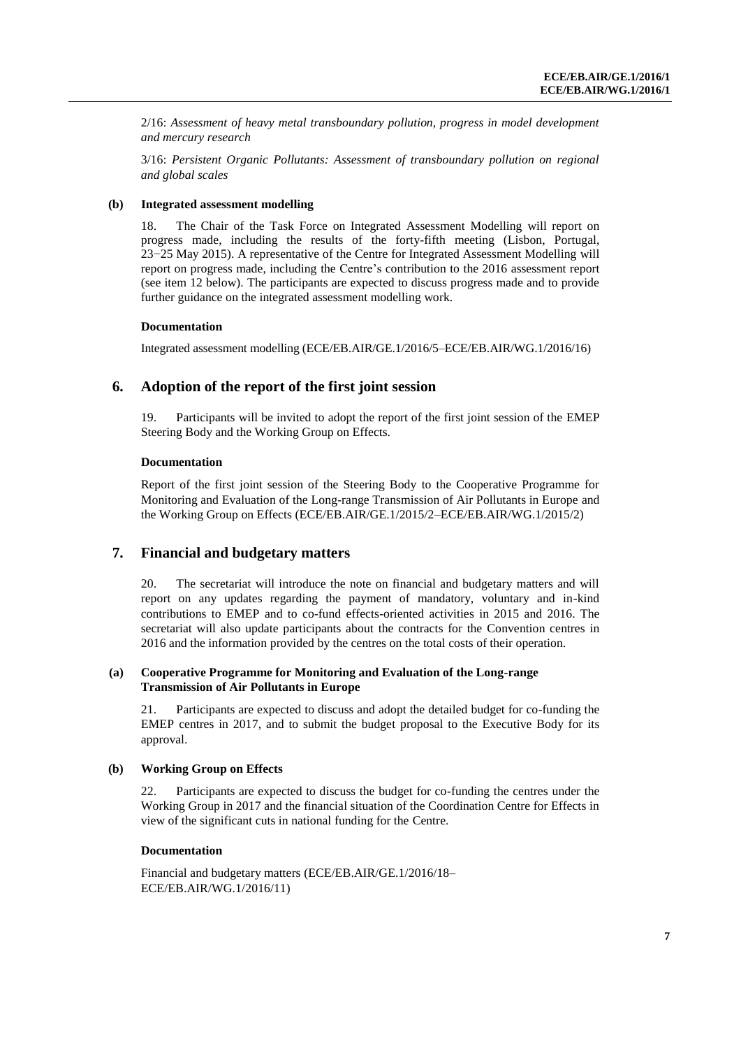2/16: *Assessment of heavy metal transboundary pollution, progress in model development and mercury research*

3/16: *Persistent Organic Pollutants: Assessment of transboundary pollution on regional and global scales*

### (b) Integrated assessment modelling

18. The Chair of the Task Force on Integrated Assessment Modelling will report on progress made, including the results of the forty-fifth meeting (Lisbon, Portugal, 23−25 May 2015). A representative of the Centre for Integrated Assessment Modelling will report on progress made, including the Centre's contribution to the 2016 assessment report (see item 12 below). The participants are expected to discuss progress made and to provide further guidance on the integrated assessment modelling work.

#### Documentation

Integrated assessment modelling (ECE/EB.AIR/GE.1/2016/5–ECE/EB.AIR/WG.1/2016/16)

## 6. Adoption of the report of the first joint session

19. Participants will be invited to adopt the report of the first joint session of the EMEP Steering Body and the Working Group on Effects.

#### Documentation

Report of the first joint session of the Steering Body to the Cooperative Programme for Monitoring and Evaluation of the Long-range Transmission of Air Pollutants in Europe and the Working Group on Effects (ECE/EB.AIR/GE.1/2015/2–ECE/EB.AIR/WG.1/2015/2)

## 7. Financial and budgetary matters

20. The secretariat will introduce the note on financial and budgetary matters and will report on any updates regarding the payment of mandatory, voluntary and in-kind contributions to EMEP and to co-fund effects-oriented activities in 2015 and 2016. The secretariat will also update participants about the contracts for the Convention centres in 2016 and the information provided by the centres on the total costs of their operation.

### (a) Cooperative Programme for Monitoring and Evaluation of the Long-range Transmission of Air Pollutants in Europe

21. Participants are expected to discuss and adopt the detailed budget for co-funding the EMEP centres in 2017, and to submit the budget proposal to the Executive Body for its approval.

### (b) Working Group on Effects

22. Participants are expected to discuss the budget for co-funding the centres under the Working Group in 2017 and the financial situation of the Coordination Centre for Effects in view of the significant cuts in national funding for the Centre.

#### Documentation

Financial and budgetary matters (ECE/EB.AIR/GE.1/2016/18–ECE/EB.AIR/WG.1/2016/11)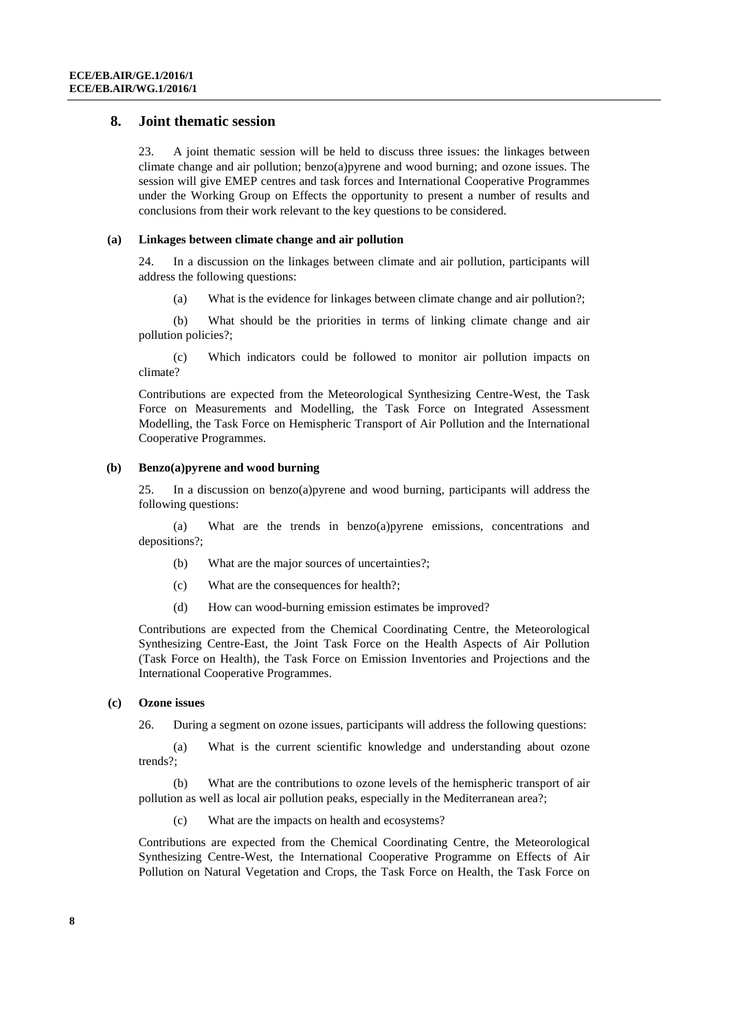## 8. Joint thematic session

23. A joint thematic session will be held to discuss three issues: the linkages between climate change and air pollution; benzo(a)pyrene and wood burning; and ozone issues. The session will give EMEP centres and task forces and International Cooperative Programmes under the Working Group on Effects the opportunity to present a number of results and conclusions from their work relevant to the key questions to be considered.

### (a) Linkages between climate change and air pollution

24. In a discussion on the linkages between climate and air pollution, participants will address the following questions:

(a) What is the evidence for linkages between climate change and air pollution?;

(b) What should be the priorities in terms of linking climate change and air pollution policies?;

(c) Which indicators could be followed to monitor air pollution impacts on climate?

Contributions are expected from the Meteorological Synthesizing Centre-West, the Task Force on Measurements and Modelling, the Task Force on Integrated Assessment Modelling, the Task Force on Hemispheric Transport of Air Pollution and the International Cooperative Programmes.

### (b) Benzo(a)pyrene and wood burning

25. In a discussion on benzo(a)pyrene and wood burning, participants will address the following questions:

(a) What are the trends in benzo(a)pyrene emissions, concentrations and depositions?;

(b) What are the major sources of uncertainties?;

(c) What are the consequences for health?;

(d) How can wood-burning emission estimates be improved?

Contributions are expected from the Chemical Coordinating Centre, the Meteorological Synthesizing Centre-East, the Joint Task Force on the Health Aspects of Air Pollution (Task Force on Health), the Task Force on Emission Inventories and Projections and the International Cooperative Programmes.

### (c) Ozone issues

26. During a segment on ozone issues, participants will address the following questions:

(a) What is the current scientific knowledge and understanding about ozone trends?;

(b) What are the contributions to ozone levels of the hemispheric transport of air pollution as well as local air pollution peaks, especially in the Mediterranean area?;

(c) What are the impacts on health and ecosystems?

Contributions are expected from the Chemical Coordinating Centre, the Meteorological Synthesizing Centre-West, the International Cooperative Programme on Effects of Air Pollution on Natural Vegetation and Crops, the Task Force on Health, the Task Force on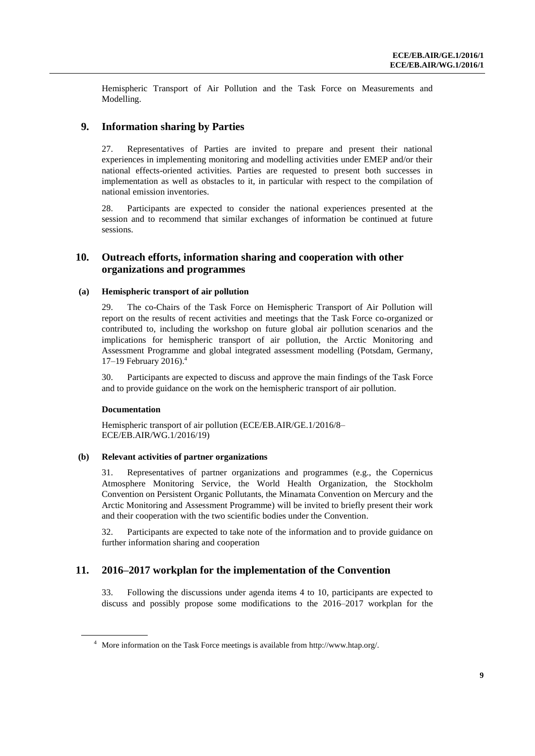Hemispheric Transport of Air Pollution and the Task Force on Measurements and Modelling.

## 9. Information sharing by Parties

27. Representatives of Parties are invited to prepare and present their national experiences in implementing monitoring and modelling activities under EMEP and/or their national effects-oriented activities. Parties are requested to present both successes in implementation as well as obstacles to it, in particular with respect to the compilation of national emission inventories.

28. Participants are expected to consider the national experiences presented at the session and to recommend that similar exchanges of information be continued at future sessions.

## 10. Outreach efforts, information sharing and cooperation with other organizations and programmes

### (a) Hemispheric transport of air pollution

29. The co-Chairs of the Task Force on Hemispheric Transport of Air Pollution will report on the results of recent activities and meetings that the Task Force co-organized or contributed to, including the workshop on future global air pollution scenarios and the implications for hemispheric transport of air pollution, the Arctic Monitoring and Assessment Programme and global integrated assessment modelling (Potsdam, Germany, 17–19 February 2016).[4]

30. Participants are expected to discuss and approve the main findings of the Task Force and to provide guidance on the work on the hemispheric transport of air pollution.

#### Documentation

Hemispheric transport of air pollution (ECE/EB.AIR/GE.1/2016/8–ECE/EB.AIR/WG.1/2016/19)

### (b) Relevant activities of partner organizations

31. Representatives of partner organizations and programmes (e.g., the Copernicus Atmosphere Monitoring Service, the World Health Organization, the Stockholm Convention on Persistent Organic Pollutants, the Minamata Convention on Mercury and the Arctic Monitoring and Assessment Programme) will be invited to briefly present their work and their cooperation with the two scientific bodies under the Convention.

32. Participants are expected to take note of the information and to provide guidance on further information sharing and cooperation

## 11. 2016–2017 workplan for the implementation of the Convention

33. Following the discussions under agenda items 4 to 10, participants are expected to discuss and possibly propose some modifications to the 2016–2017 workplan for the

[4] More information on the Task Force meetings is available from http://www.htap.org/.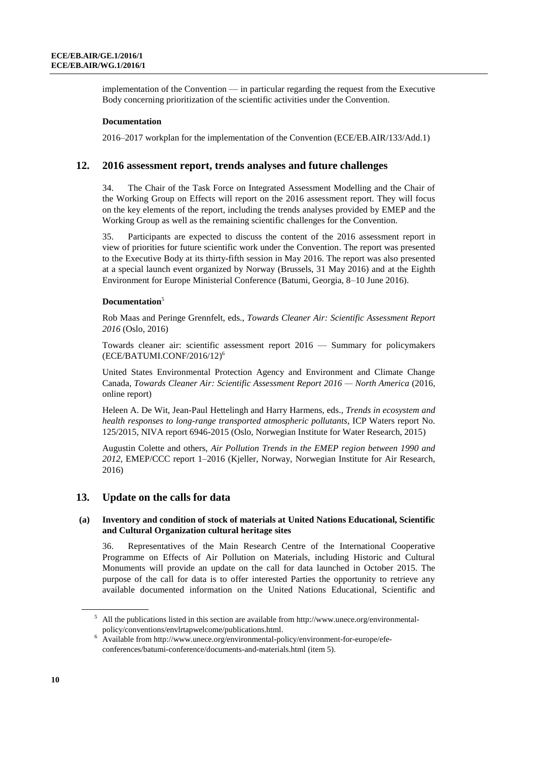implementation of the Convention — in particular regarding the request from the Executive Body concerning prioritization of the scientific activities under the Convention.

**Documentation**

2016–2017 workplan for the implementation of the Convention (ECE/EB.AIR/133/Add.1)

## 12. 2016 assessment report, trends analyses and future challenges

34. The Chair of the Task Force on Integrated Assessment Modelling and the Chair of the Working Group on Effects will report on the 2016 assessment report. They will focus on the key elements of the report, including the trends analyses provided by EMEP and the Working Group as well as the remaining scientific challenges for the Convention.

35. Participants are expected to discuss the content of the 2016 assessment report in view of priorities for future scientific work under the Convention. The report was presented to the Executive Body at its thirty-fifth session in May 2016. The report was also presented at a special launch event organized by Norway (Brussels, 31 May 2016) and at the Eighth Environment for Europe Ministerial Conference (Batumi, Georgia, 8–10 June 2016).

**Documentation**[5]

Rob Maas and Peringe Grennfelt, eds., *Towards Cleaner Air: Scientific Assessment Report 2016* (Oslo, 2016)

Towards cleaner air: scientific assessment report 2016 — Summary for policymakers (ECE/BATUMI.CONF/2016/12)[6]

United States Environmental Protection Agency and Environment and Climate Change Canada, *Towards Cleaner Air: Scientific Assessment Report 2016 — North America* (2016, online report)

Heleen A. De Wit, Jean-Paul Hettelingh and Harry Harmens, eds., *Trends in ecosystem and health responses to long-range transported atmospheric pollutants*, ICP Waters report No. 125/2015, NIVA report 6946-2015 (Oslo, Norwegian Institute for Water Research, 2015)

Augustin Colette and others, *Air Pollution Trends in the EMEP region between 1990 and 2012*, EMEP/CCC report 1–2016 (Kjeller, Norway, Norwegian Institute for Air Research, 2016)

## 13. Update on the calls for data

### (a) Inventory and condition of stock of materials at United Nations Educational, Scientific and Cultural Organization cultural heritage sites

36. Representatives of the Main Research Centre of the International Cooperative Programme on Effects of Air Pollution on Materials, including Historic and Cultural Monuments will provide an update on the call for data launched in October 2015. The purpose of the call for data is to offer interested Parties the opportunity to retrieve any available documented information on the United Nations Educational, Scientific and

---

[5] All the publications listed in this section are available from http://www.unece.org/environmental-policy/conventions/envlrtapwelcome/publications.html.

[6] Available from http://www.unece.org/environmental-policy/environment-for-europe/efe-conferences/batumi-conference/documents-and-materials.html (item 5).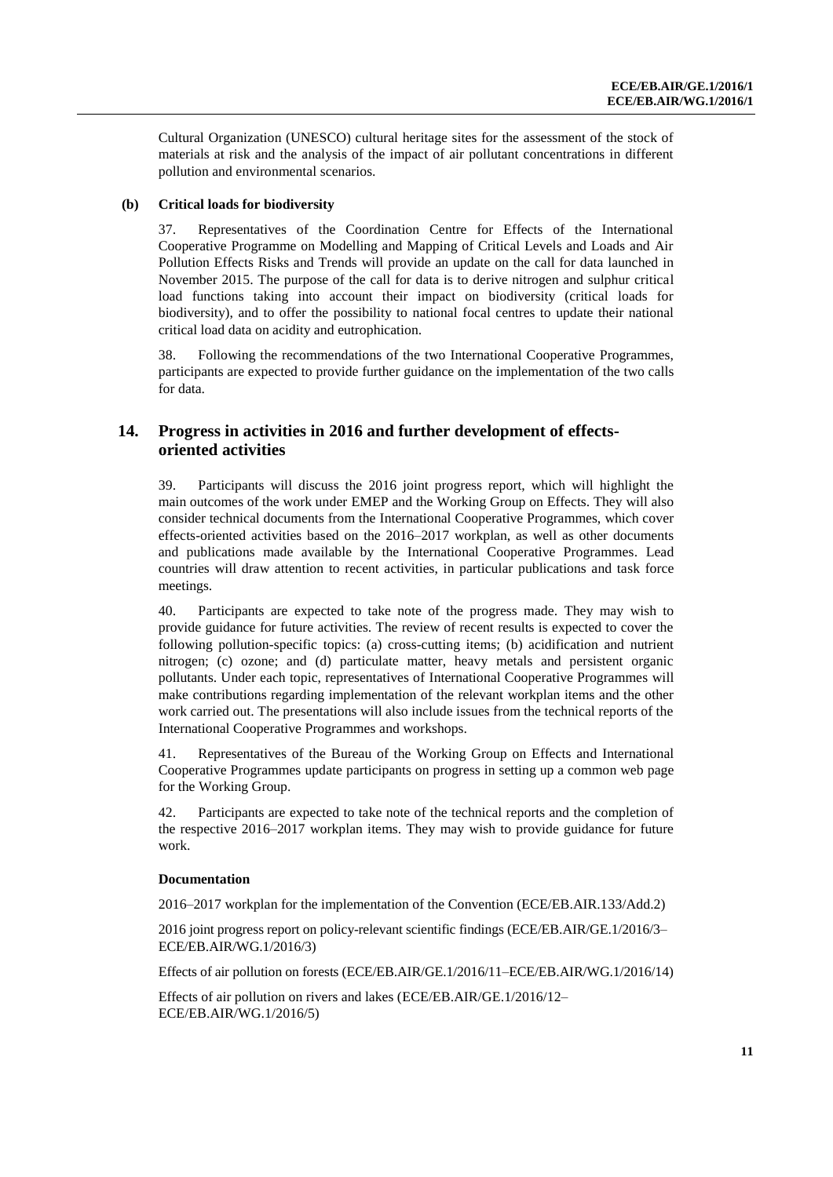Cultural Organization (UNESCO) cultural heritage sites for the assessment of the stock of materials at risk and the analysis of the impact of air pollutant concentrations in different pollution and environmental scenarios.

### (b) Critical loads for biodiversity

37. Representatives of the Coordination Centre for Effects of the International Cooperative Programme on Modelling and Mapping of Critical Levels and Loads and Air Pollution Effects Risks and Trends will provide an update on the call for data launched in November 2015. The purpose of the call for data is to derive nitrogen and sulphur critical load functions taking into account their impact on biodiversity (critical loads for biodiversity), and to offer the possibility to national focal centres to update their national critical load data on acidity and eutrophication.

38. Following the recommendations of the two International Cooperative Programmes, participants are expected to provide further guidance on the implementation of the two calls for data.

## 14. Progress in activities in 2016 and further development of effects-oriented activities

39. Participants will discuss the 2016 joint progress report, which will highlight the main outcomes of the work under EMEP and the Working Group on Effects. They will also consider technical documents from the International Cooperative Programmes, which cover effects-oriented activities based on the 2016–2017 workplan, as well as other documents and publications made available by the International Cooperative Programmes. Lead countries will draw attention to recent activities, in particular publications and task force meetings.

40. Participants are expected to take note of the progress made. They may wish to provide guidance for future activities. The review of recent results is expected to cover the following pollution-specific topics: (a) cross-cutting items; (b) acidification and nutrient nitrogen; (c) ozone; and (d) particulate matter, heavy metals and persistent organic pollutants. Under each topic, representatives of International Cooperative Programmes will make contributions regarding implementation of the relevant workplan items and the other work carried out. The presentations will also include issues from the technical reports of the International Cooperative Programmes and workshops.

41. Representatives of the Bureau of the Working Group on Effects and International Cooperative Programmes update participants on progress in setting up a common web page for the Working Group.

42. Participants are expected to take note of the technical reports and the completion of the respective 2016–2017 workplan items. They may wish to provide guidance for future work.

#### Documentation

2016–2017 workplan for the implementation of the Convention (ECE/EB.AIR.133/Add.2)

2016 joint progress report on policy-relevant scientific findings (ECE/EB.AIR/GE.1/2016/3–ECE/EB.AIR/WG.1/2016/3)

Effects of air pollution on forests (ECE/EB.AIR/GE.1/2016/11–ECE/EB.AIR/WG.1/2016/14)

Effects of air pollution on rivers and lakes (ECE/EB.AIR/GE.1/2016/12–ECE/EB.AIR/WG.1/2016/5)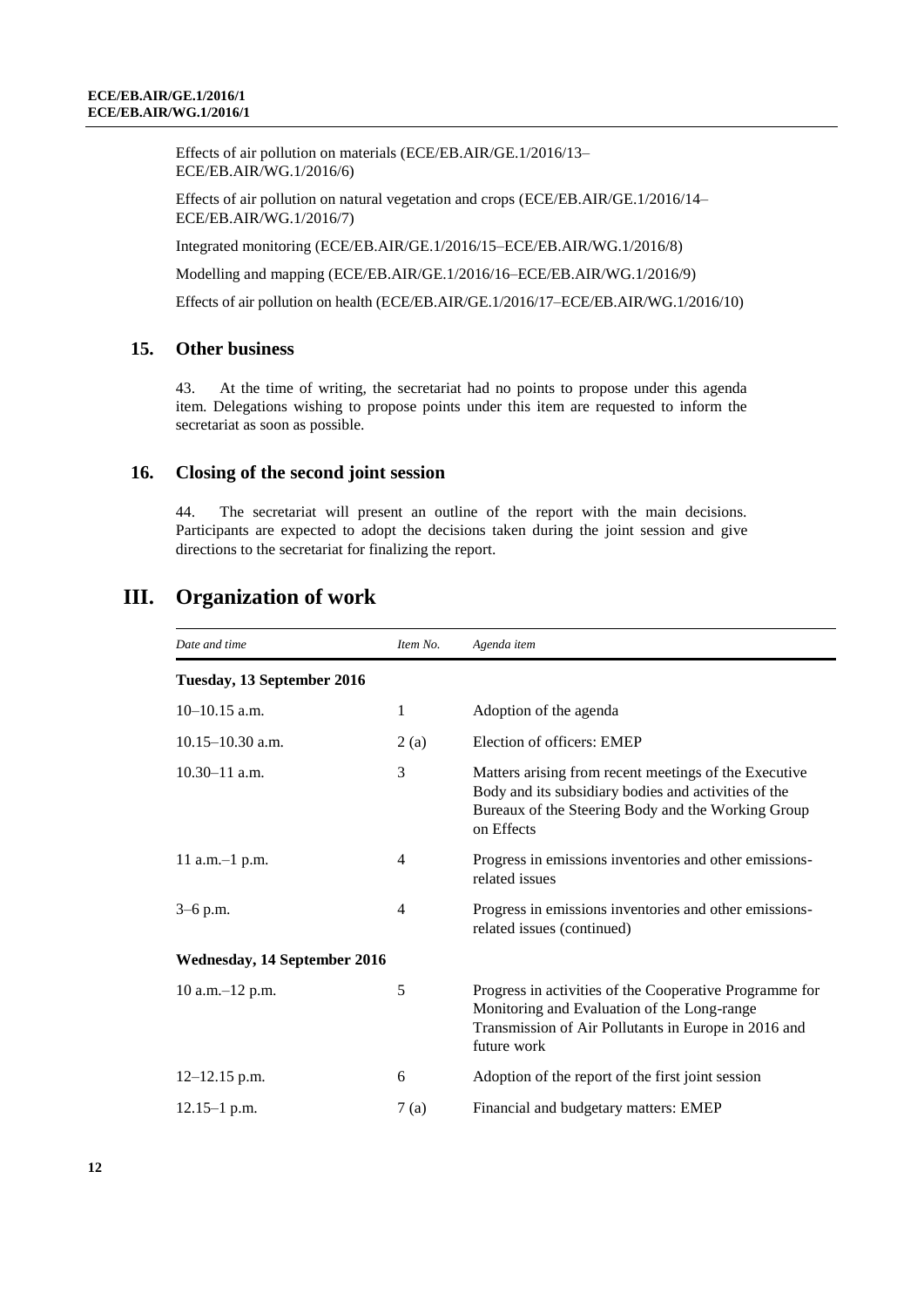Effects of air pollution on materials (ECE/EB.AIR/GE.1/2016/13–ECE/EB.AIR/WG.1/2016/6)

Effects of air pollution on natural vegetation and crops (ECE/EB.AIR/GE.1/2016/14–ECE/EB.AIR/WG.1/2016/7)

Integrated monitoring (ECE/EB.AIR/GE.1/2016/15–ECE/EB.AIR/WG.1/2016/8)

Modelling and mapping (ECE/EB.AIR/GE.1/2016/16–ECE/EB.AIR/WG.1/2016/9)

Effects of air pollution on health (ECE/EB.AIR/GE.1/2016/17–ECE/EB.AIR/WG.1/2016/10)

### 15. Other business

43. At the time of writing, the secretariat had no points to propose under this agenda item. Delegations wishing to propose points under this item are requested to inform the secretariat as soon as possible.

### 16. Closing of the second joint session

44. The secretariat will present an outline of the report with the main decisions. Participants are expected to adopt the decisions taken during the joint session and give directions to the secretariat for finalizing the report.

## III. Organization of work

| *Date and time* | *Item No.* | *Agenda item* |
|---|---|---|
| **Tuesday, 13 September 2016** | | |
| 10–10.15 a.m. | 1 | Adoption of the agenda |
| 10.15–10.30 a.m. | 2 (a) | Election of officers: EMEP |
| 10.30–11 a.m. | 3 | Matters arising from recent meetings of the Executive Body and its subsidiary bodies and activities of the Bureaux of the Steering Body and the Working Group on Effects |
| 11 a.m.–1 p.m. | 4 | Progress in emissions inventories and other emissions-related issues |
| 3–6 p.m. | 4 | Progress in emissions inventories and other emissions-related issues (continued) |
| **Wednesday, 14 September 2016** | | |
| 10 a.m.–12 p.m. | 5 | Progress in activities of the Cooperative Programme for Monitoring and Evaluation of the Long-range Transmission of Air Pollutants in Europe in 2016 and future work |
| 12–12.15 p.m. | 6 | Adoption of the report of the first joint session |
| 12.15–1 p.m. | 7 (a) | Financial and budgetary matters: EMEP |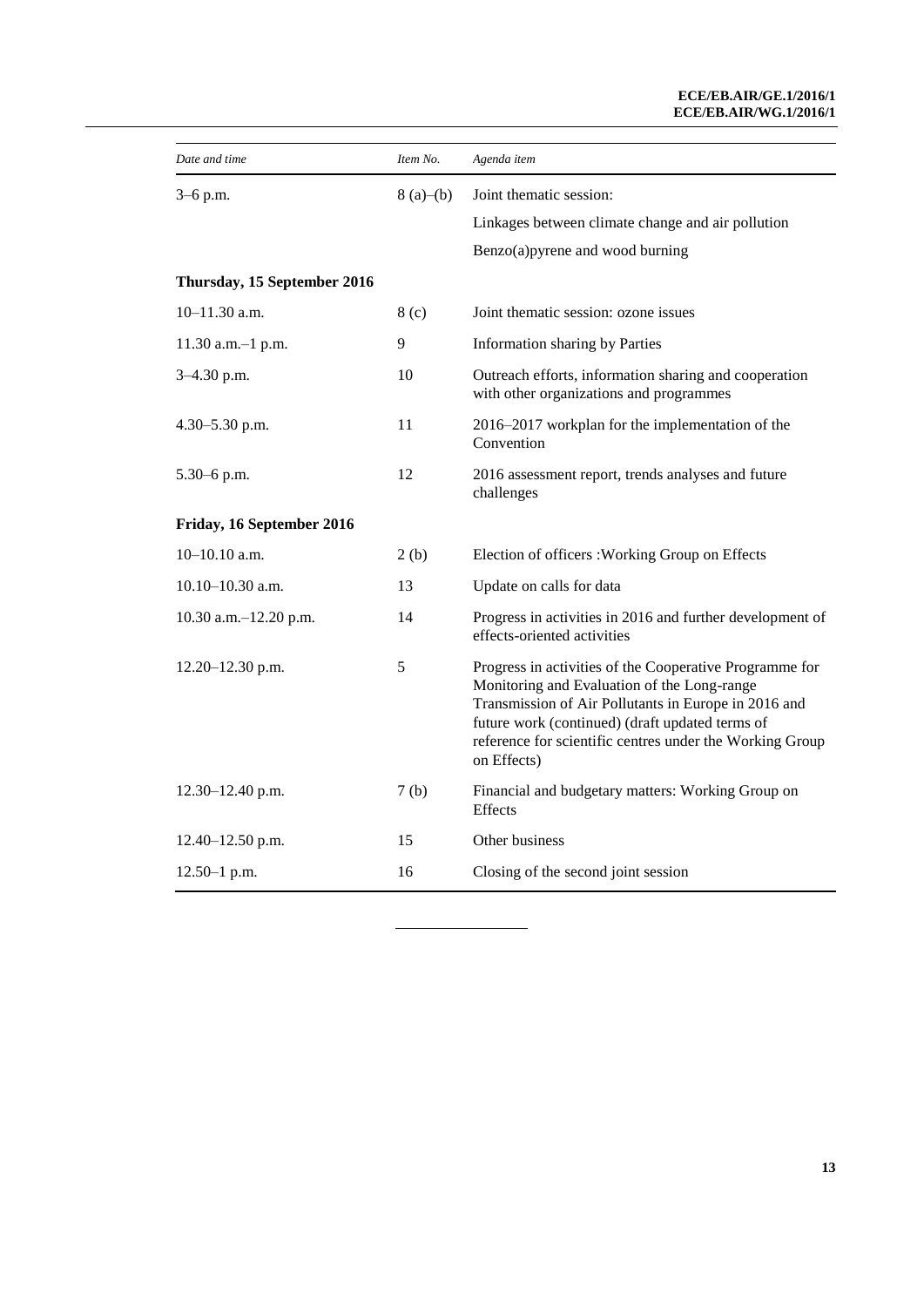| *Date and time* | *Item No.* | *Agenda item* |
|---|---|---|
| 3–6 p.m. | 8 (a)–(b) | Joint thematic session: |
| | | Linkages between climate change and air pollution |
| | | Benzo(a)pyrene and wood burning |
| **Thursday, 15 September 2016** | | |
| 10–11.30 a.m. | 8 (c) | Joint thematic session: ozone issues |
| 11.30 a.m.–1 p.m. | 9 | Information sharing by Parties |
| 3–4.30 p.m. | 10 | Outreach efforts, information sharing and cooperation with other organizations and programmes |
| 4.30–5.30 p.m. | 11 | 2016–2017 workplan for the implementation of the Convention |
| 5.30–6 p.m. | 12 | 2016 assessment report, trends analyses and future challenges |
| **Friday, 16 September 2016** | | |
| 10–10.10 a.m. | 2 (b) | Election of officers :Working Group on Effects |
| 10.10–10.30 a.m. | 13 | Update on calls for data |
| 10.30 a.m.–12.20 p.m. | 14 | Progress in activities in 2016 and further development of effects-oriented activities |
| 12.20–12.30 p.m. | 5 | Progress in activities of the Cooperative Programme for Monitoring and Evaluation of the Long-range Transmission of Air Pollutants in Europe in 2016 and future work (continued) (draft updated terms of reference for scientific centres under the Working Group on Effects) |
| 12.30–12.40 p.m. | 7 (b) | Financial and budgetary matters: Working Group on Effects |
| 12.40–12.50 p.m. | 15 | Other business |
| 12.50–1 p.m. | 16 | Closing of the second joint session |